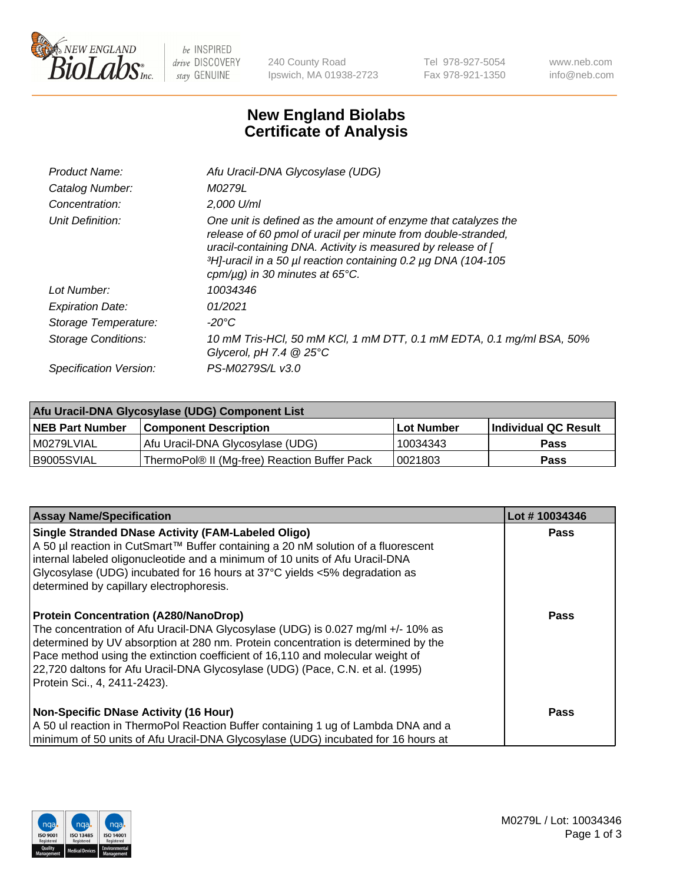# New England Biolabs Certificate of Analysis

| | |
|---|---|
| Product Name: | Afu Uracil-DNA Glycosylase (UDG) |
| Catalog Number: | M0279L |
| Concentration: | 2,000 U/ml |
| Unit Definition: | One unit is defined as the amount of enzyme that catalyzes the release of 60 pmol of uracil per minute from double-stranded, uracil-containing DNA. Activity is measured by release of [$^3$H]-uracil in a 50 µl reaction containing 0.2 µg DNA (104-105 cpm/µg) in 30 minutes at 65°C. |
| Lot Number: | 10034346 |
| Expiration Date: | 01/2021 |
| Storage Temperature: | -20°C |
| Storage Conditions: | 10 mM Tris-HCl, 50 mM KCl, 1 mM DTT, 0.1 mM EDTA, 0.1 mg/ml BSA, 50% Glycerol, pH 7.4 @ 25°C |
| Specification Version: | PS-M0279S/L v3.0 |

**Afu Uracil-DNA Glycosylase (UDG) Component List**

| NEB Part Number | Component Description | Lot Number | Individual QC Result |
|---|---|---|---|
| M0279LVIAL | Afu Uracil-DNA Glycosylase (UDG) | 10034343 | Pass |
| B9005SVIAL | ThermoPol® II (Mg-free) Reaction Buffer Pack | 0021803 | Pass |

| Assay Name/Specification | Lot # 10034346 |
|---|---|
| **Single Stranded DNase Activity (FAM-Labeled Oligo)**<br>A 50 µl reaction in CutSmart™ Buffer containing a 20 nM solution of a fluorescent internal labeled oligonucleotide and a minimum of 10 units of Afu Uracil-DNA Glycosylase (UDG) incubated for 16 hours at 37°C yields <5% degradation as determined by capillary electrophoresis. | Pass |
| **Protein Concentration (A280/NanoDrop)**<br>The concentration of Afu Uracil-DNA Glycosylase (UDG) is 0.027 mg/ml +/- 10% as determined by UV absorption at 280 nm. Protein concentration is determined by the Pace method using the extinction coefficient of 16,110 and molecular weight of 22,720 daltons for Afu Uracil-DNA Glycosylase (UDG) (Pace, C.N. et al. (1995) Protein Sci., 4, 2411-2423). | Pass |
| **Non-Specific DNase Activity (16 Hour)**<br>A 50 ul reaction in ThermoPol Reaction Buffer containing 1 ug of Lambda DNA and a minimum of 50 units of Afu Uracil-DNA Glycosylase (UDG) incubated for 16 hours at | Pass |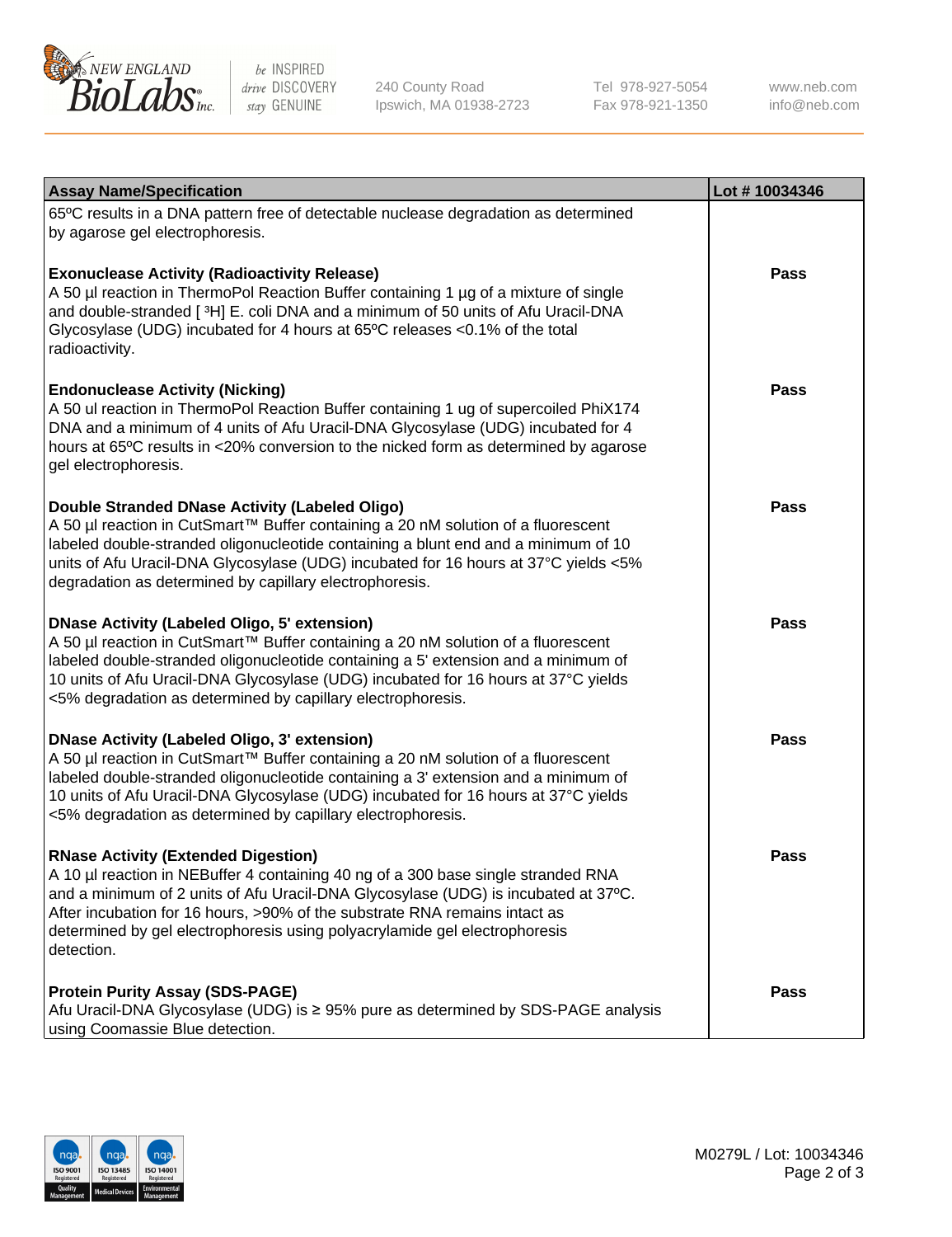| Assay Name/Specification | Lot # 10034346 |
|---|---|
| 65ºC results in a DNA pattern free of detectable nuclease degradation as determined by agarose gel electrophoresis. | |
| **Exonuclease Activity (Radioactivity Release)**<br>A 50 µl reaction in ThermoPol Reaction Buffer containing 1 µg of a mixture of single and double-stranded [ $^3$H] E. coli DNA and a minimum of 50 units of Afu Uracil-DNA Glycosylase (UDG) incubated for 4 hours at 65ºC releases <0.1% of the total radioactivity. | **Pass** |
| **Endonuclease Activity (Nicking)**<br>A 50 ul reaction in ThermoPol Reaction Buffer containing 1 ug of supercoiled PhiX174 DNA and a minimum of 4 units of Afu Uracil-DNA Glycosylase (UDG) incubated for 4 hours at 65ºC results in <20% conversion to the nicked form as determined by agarose gel electrophoresis. | **Pass** |
| **Double Stranded DNase Activity (Labeled Oligo)**<br>A 50 µl reaction in CutSmart™ Buffer containing a 20 nM solution of a fluorescent labeled double-stranded oligonucleotide containing a blunt end and a minimum of 10 units of Afu Uracil-DNA Glycosylase (UDG) incubated for 16 hours at 37°C yields <5% degradation as determined by capillary electrophoresis. | **Pass** |
| **DNase Activity (Labeled Oligo, 5' extension)**<br>A 50 µl reaction in CutSmart™ Buffer containing a 20 nM solution of a fluorescent labeled double-stranded oligonucleotide containing a 5' extension and a minimum of 10 units of Afu Uracil-DNA Glycosylase (UDG) incubated for 16 hours at 37°C yields <5% degradation as determined by capillary electrophoresis. | **Pass** |
| **DNase Activity (Labeled Oligo, 3' extension)**<br>A 50 µl reaction in CutSmart™ Buffer containing a 20 nM solution of a fluorescent labeled double-stranded oligonucleotide containing a 3' extension and a minimum of 10 units of Afu Uracil-DNA Glycosylase (UDG) incubated for 16 hours at 37°C yields <5% degradation as determined by capillary electrophoresis. | **Pass** |
| **RNase Activity (Extended Digestion)**<br>A 10 µl reaction in NEBuffer 4 containing 40 ng of a 300 base single stranded RNA and a minimum of 2 units of Afu Uracil-DNA Glycosylase (UDG) is incubated at 37ºC. After incubation for 16 hours, >90% of the substrate RNA remains intact as determined by gel electrophoresis using polyacrylamide gel electrophoresis detection. | **Pass** |
| **Protein Purity Assay (SDS-PAGE)**<br>Afu Uracil-DNA Glycosylase (UDG) is ≥ 95% pure as determined by SDS-PAGE analysis using Coomassie Blue detection. | **Pass** |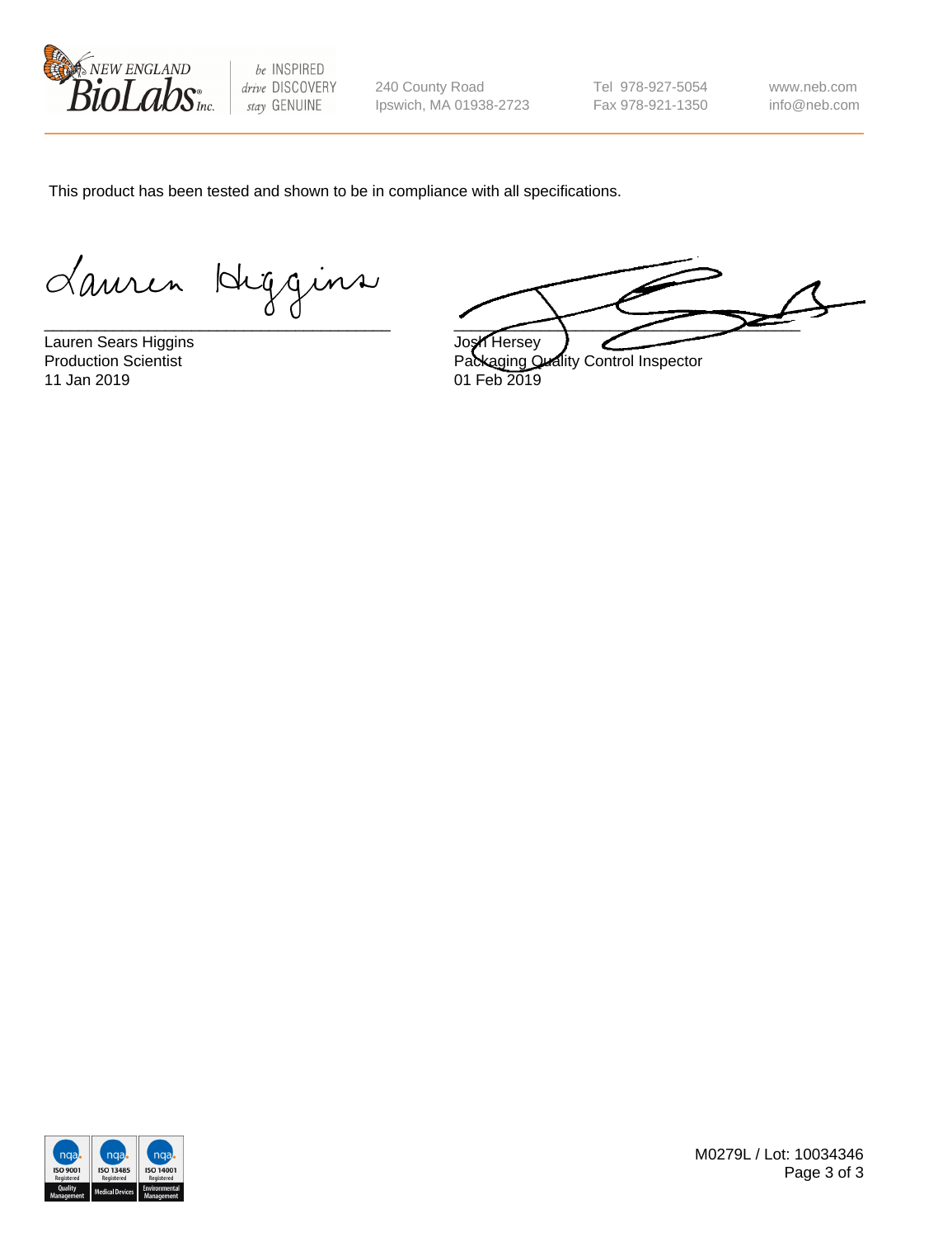This product has been tested and shown to be in compliance with all specifications.

Lauren Sears Higgins
Production Scientist
11 Jan 2019

Josh Hersey
Packaging Quality Control Inspector
01 Feb 2019

M0279L / Lot: 10034346